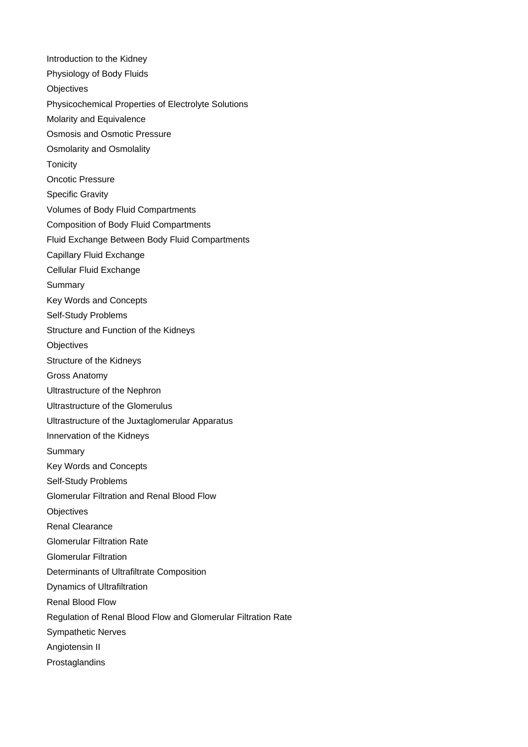Introduction to the Kidney

Physiology of Body Fluids

Objectives

Physicochemical Properties of Electrolyte Solutions

Molarity and Equivalence

Osmosis and Osmotic Pressure

Osmolarity and Osmolality

Tonicity

Oncotic Pressure

Specific Gravity

Volumes of Body Fluid Compartments

Composition of Body Fluid Compartments

Fluid Exchange Between Body Fluid Compartments

Capillary Fluid Exchange

Cellular Fluid Exchange

Summary

Key Words and Concepts

Self-Study Problems

Structure and Function of the Kidneys

Objectives

Structure of the Kidneys

Gross Anatomy

Ultrastructure of the Nephron

Ultrastructure of the Glomerulus

Ultrastructure of the Juxtaglomerular Apparatus

Innervation of the Kidneys

Summary

Key Words and Concepts

Self-Study Problems

Glomerular Filtration and Renal Blood Flow

Objectives

Renal Clearance

Glomerular Filtration Rate

Glomerular Filtration

Determinants of Ultrafiltrate Composition

Dynamics of Ultrafiltration

Renal Blood Flow

Regulation of Renal Blood Flow and Glomerular Filtration Rate

Sympathetic Nerves

Angiotensin II

Prostaglandins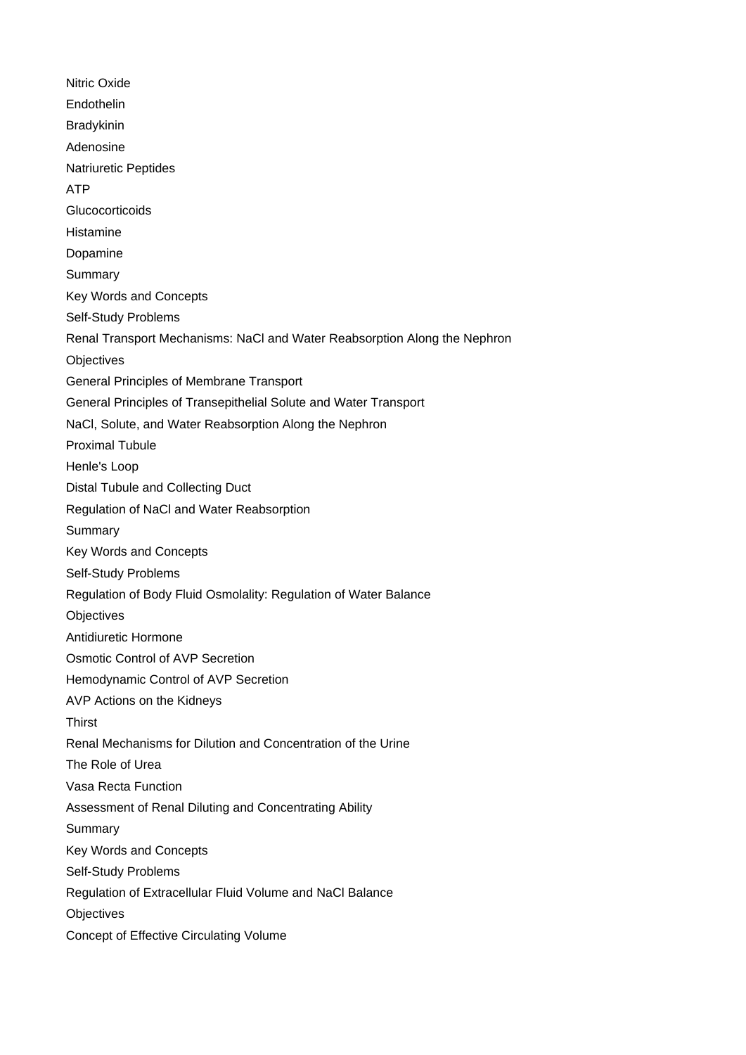Nitric Oxide

Endothelin

Bradykinin

Adenosine

Natriuretic Peptides

ATP

Glucocorticoids

Histamine

Dopamine

Summary

Key Words and Concepts

Self-Study Problems

Renal Transport Mechanisms: NaCl and Water Reabsorption Along the Nephron

Objectives

General Principles of Membrane Transport

General Principles of Transepithelial Solute and Water Transport

NaCl, Solute, and Water Reabsorption Along the Nephron

Proximal Tubule

Henle's Loop

Distal Tubule and Collecting Duct

Regulation of NaCl and Water Reabsorption

Summary

Key Words and Concepts

Self-Study Problems

Regulation of Body Fluid Osmolality: Regulation of Water Balance

Objectives

Antidiuretic Hormone

Osmotic Control of AVP Secretion

Hemodynamic Control of AVP Secretion

AVP Actions on the Kidneys

Thirst

Renal Mechanisms for Dilution and Concentration of the Urine

The Role of Urea

Vasa Recta Function

Assessment of Renal Diluting and Concentrating Ability

Summary

Key Words and Concepts

Self-Study Problems

Regulation of Extracellular Fluid Volume and NaCl Balance

Objectives

Concept of Effective Circulating Volume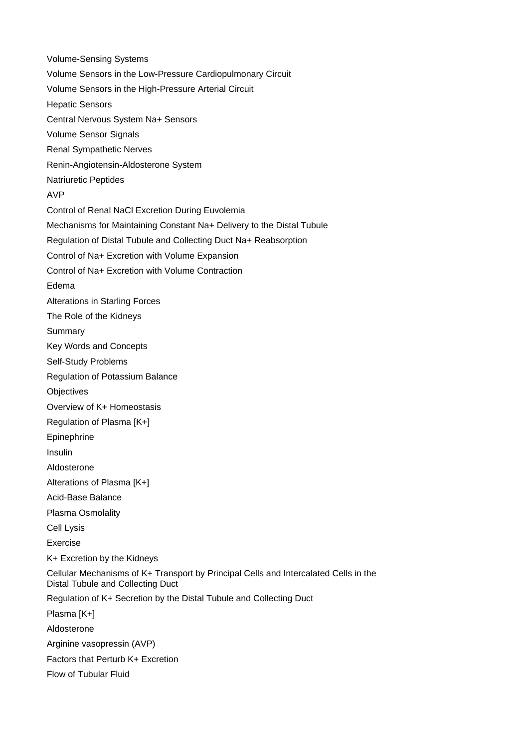Volume-Sensing Systems

Volume Sensors in the Low-Pressure Cardiopulmonary Circuit

Volume Sensors in the High-Pressure Arterial Circuit

Hepatic Sensors

Central Nervous System $Na^+$ Sensors

Volume Sensor Signals

Renal Sympathetic Nerves

Renin-Angiotensin-Aldosterone System

Natriuretic Peptides

AVP

Control of Renal NaCl Excretion During Euvolemia

Mechanisms for Maintaining Constant $Na^+$ Delivery to the Distal Tubule

Regulation of Distal Tubule and Collecting Duct $Na^+$ Reabsorption

Control of $Na^+$ Excretion with Volume Expansion

Control of $Na^+$ Excretion with Volume Contraction

Edema

Alterations in Starling Forces

The Role of the Kidneys

Summary

Key Words and Concepts

Self-Study Problems

Regulation of Potassium Balance

Objectives

Overview of $K^+$ Homeostasis

Regulation of Plasma [$K^+$]

Epinephrine

Insulin

Aldosterone

Alterations of Plasma [$K^+$]

Acid-Base Balance

Plasma Osmolality

Cell Lysis

Exercise

$K^+$ Excretion by the Kidneys

Cellular Mechanisms of $K^+$ Transport by Principal Cells and Intercalated Cells in the Distal Tubule and Collecting Duct

Regulation of $K^+$ Secretion by the Distal Tubule and Collecting Duct

Plasma [$K^+$]

Aldosterone

Arginine vasopressin (AVP)

Factors that Perturb $K^+$ Excretion

Flow of Tubular Fluid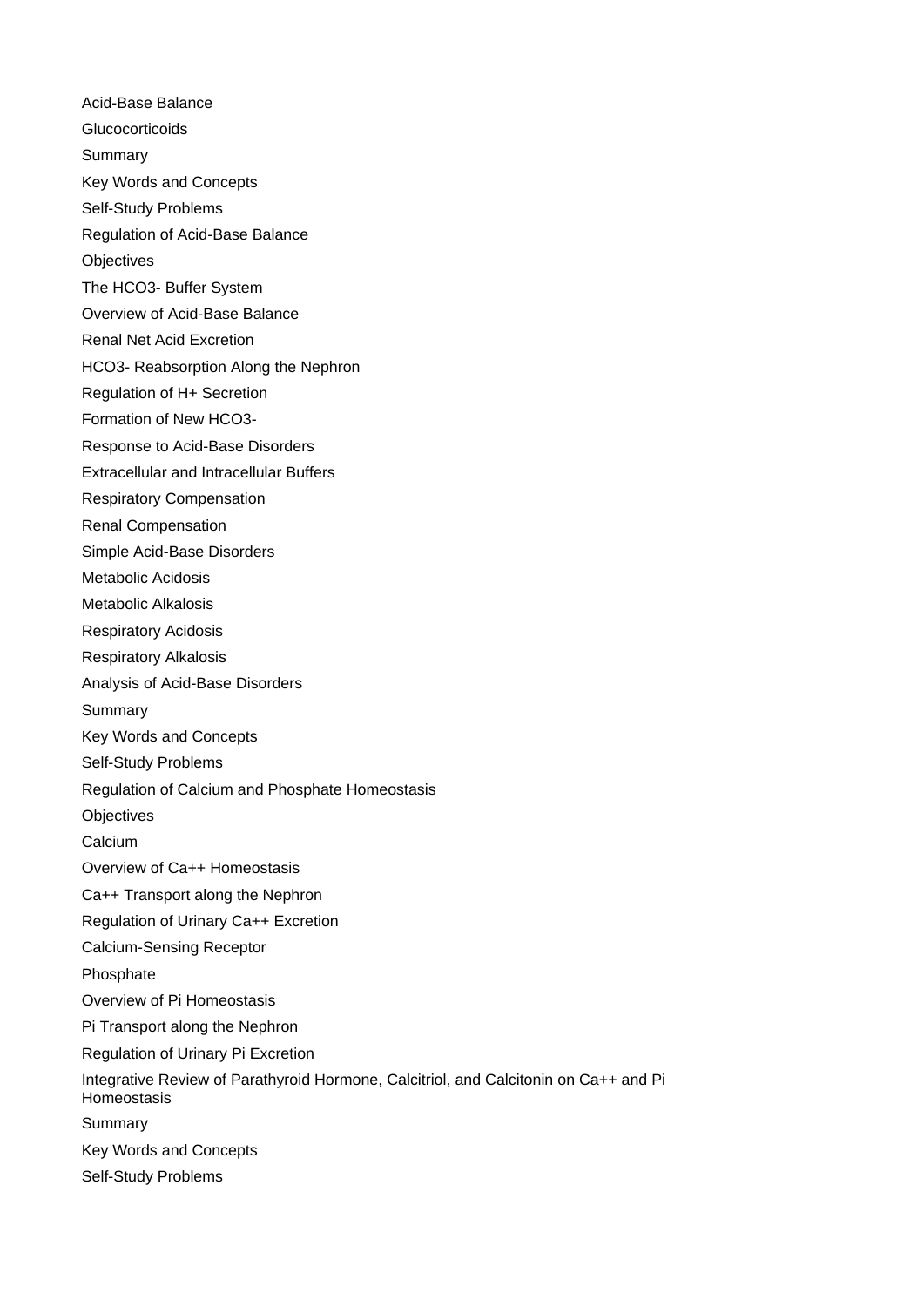Acid-Base Balance

Glucocorticoids

Summary

Key Words and Concepts

Self-Study Problems

Regulation of Acid-Base Balance

Objectives

The $HCO_3^-$ Buffer System

Overview of Acid-Base Balance

Renal Net Acid Excretion

$HCO_3^-$ Reabsorption Along the Nephron

Regulation of $H^+$ Secretion

Formation of New $HCO_3^-$

Response to Acid-Base Disorders

Extracellular and Intracellular Buffers

Respiratory Compensation

Renal Compensation

Simple Acid-Base Disorders

Metabolic Acidosis

Metabolic Alkalosis

Respiratory Acidosis

Respiratory Alkalosis

Analysis of Acid-Base Disorders

Summary

Key Words and Concepts

Self-Study Problems

Regulation of Calcium and Phosphate Homeostasis

Objectives

Calcium

Overview of $Ca^{++}$ Homeostasis

$Ca^{++}$ Transport along the Nephron

Regulation of Urinary $Ca^{++}$ Excretion

Calcium-Sensing Receptor

Phosphate

Overview of Pi Homeostasis

Pi Transport along the Nephron

Regulation of Urinary Pi Excretion

Integrative Review of Parathyroid Hormone, Calcitriol, and Calcitonin on $Ca^{++}$ and Pi Homeostasis

Summary

Key Words and Concepts

Self-Study Problems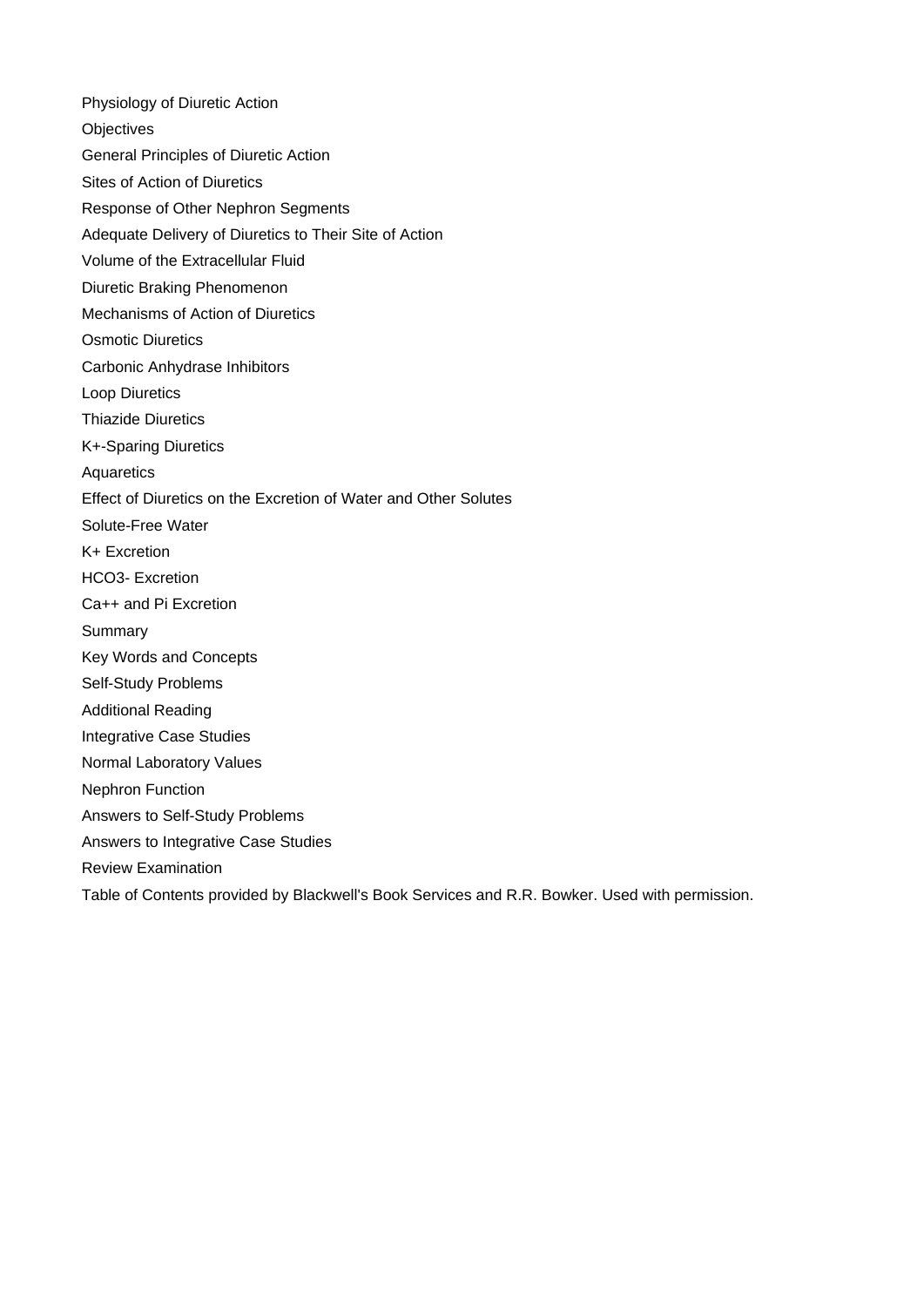Physiology of Diuretic Action

Objectives

General Principles of Diuretic Action

Sites of Action of Diuretics

Response of Other Nephron Segments

Adequate Delivery of Diuretics to Their Site of Action

Volume of the Extracellular Fluid

Diuretic Braking Phenomenon

Mechanisms of Action of Diuretics

Osmotic Diuretics

Carbonic Anhydrase Inhibitors

Loop Diuretics

Thiazide Diuretics

$K^+$-Sparing Diuretics

Aquaretics

Effect of Diuretics on the Excretion of Water and Other Solutes

Solute-Free Water

$K^+$ Excretion

$HCO_3^-$ Excretion

$Ca^{++}$ and Pi Excretion

Summary

Key Words and Concepts

Self-Study Problems

Additional Reading

Integrative Case Studies

Normal Laboratory Values

Nephron Function

Answers to Self-Study Problems

Answers to Integrative Case Studies

Review Examination

Table of Contents provided by Blackwell's Book Services and R.R. Bowker. Used with permission.